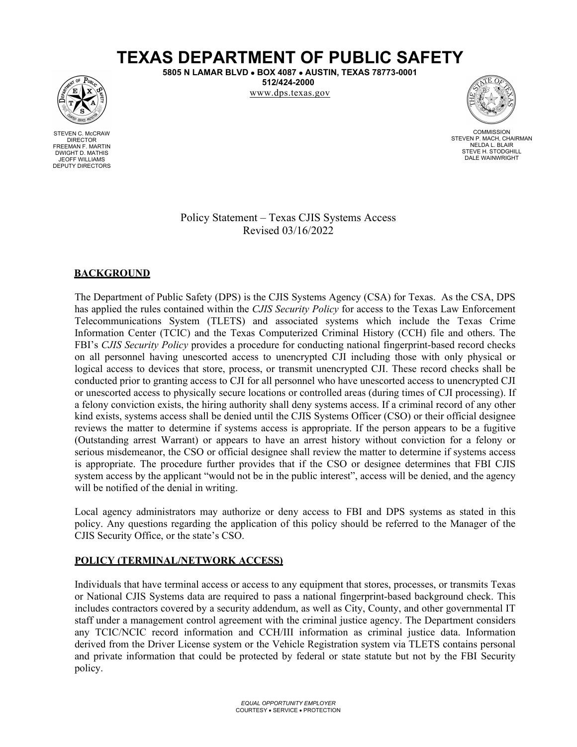# TEXAS DEPARTMENT OF PUBLIC SAFETY

**5805 N LAMAR BLVD • BOX 4087 • AUSTIN, TEXAS 78773-0001**
**512/424-2000**
www.dps.texas.gov

STEVEN C. McCRAW
DIRECTOR
FREEMAN F. MARTIN
DWIGHT D. MATHIS
JEOFF WILLIAMS
DEPUTY DIRECTORS

COMMISSION
STEVEN P. MACH, CHAIRMAN
NELDA L. BLAIR
STEVE H. STODGHILL
DALE WAINWRIGHT

Policy Statement – Texas CJIS Systems Access
Revised 03/16/2022

## BACKGROUND

The Department of Public Safety (DPS) is the CJIS Systems Agency (CSA) for Texas. As the CSA, DPS has applied the rules contained within the *CJIS Security Policy* for access to the Texas Law Enforcement Telecommunications System (TLETS) and associated systems which include the Texas Crime Information Center (TCIC) and the Texas Computerized Criminal History (CCH) file and others. The FBI's *CJIS Security Policy* provides a procedure for conducting national fingerprint-based record checks on all personnel having unescorted access to unencrypted CJI including those with only physical or logical access to devices that store, process, or transmit unencrypted CJI. These record checks shall be conducted prior to granting access to CJI for all personnel who have unescorted access to unencrypted CJI or unescorted access to physically secure locations or controlled areas (during times of CJI processing). If a felony conviction exists, the hiring authority shall deny systems access. If a criminal record of any other kind exists, systems access shall be denied until the CJIS Systems Officer (CSO) or their official designee reviews the matter to determine if systems access is appropriate. If the person appears to be a fugitive (Outstanding arrest Warrant) or appears to have an arrest history without conviction for a felony or serious misdemeanor, the CSO or official designee shall review the matter to determine if systems access is appropriate. The procedure further provides that if the CSO or designee determines that FBI CJIS system access by the applicant "would not be in the public interest", access will be denied, and the agency will be notified of the denial in writing.

Local agency administrators may authorize or deny access to FBI and DPS systems as stated in this policy. Any questions regarding the application of this policy should be referred to the Manager of the CJIS Security Office, or the state's CSO.

## POLICY (TERMINAL/NETWORK ACCESS)

Individuals that have terminal access or access to any equipment that stores, processes, or transmits Texas or National CJIS Systems data are required to pass a national fingerprint-based background check. This includes contractors covered by a security addendum, as well as City, County, and other governmental IT staff under a management control agreement with the criminal justice agency. The Department considers any TCIC/NCIC record information and CCH/III information as criminal justice data. Information derived from the Driver License system or the Vehicle Registration system via TLETS contains personal and private information that could be protected by federal or state statute but not by the FBI Security policy.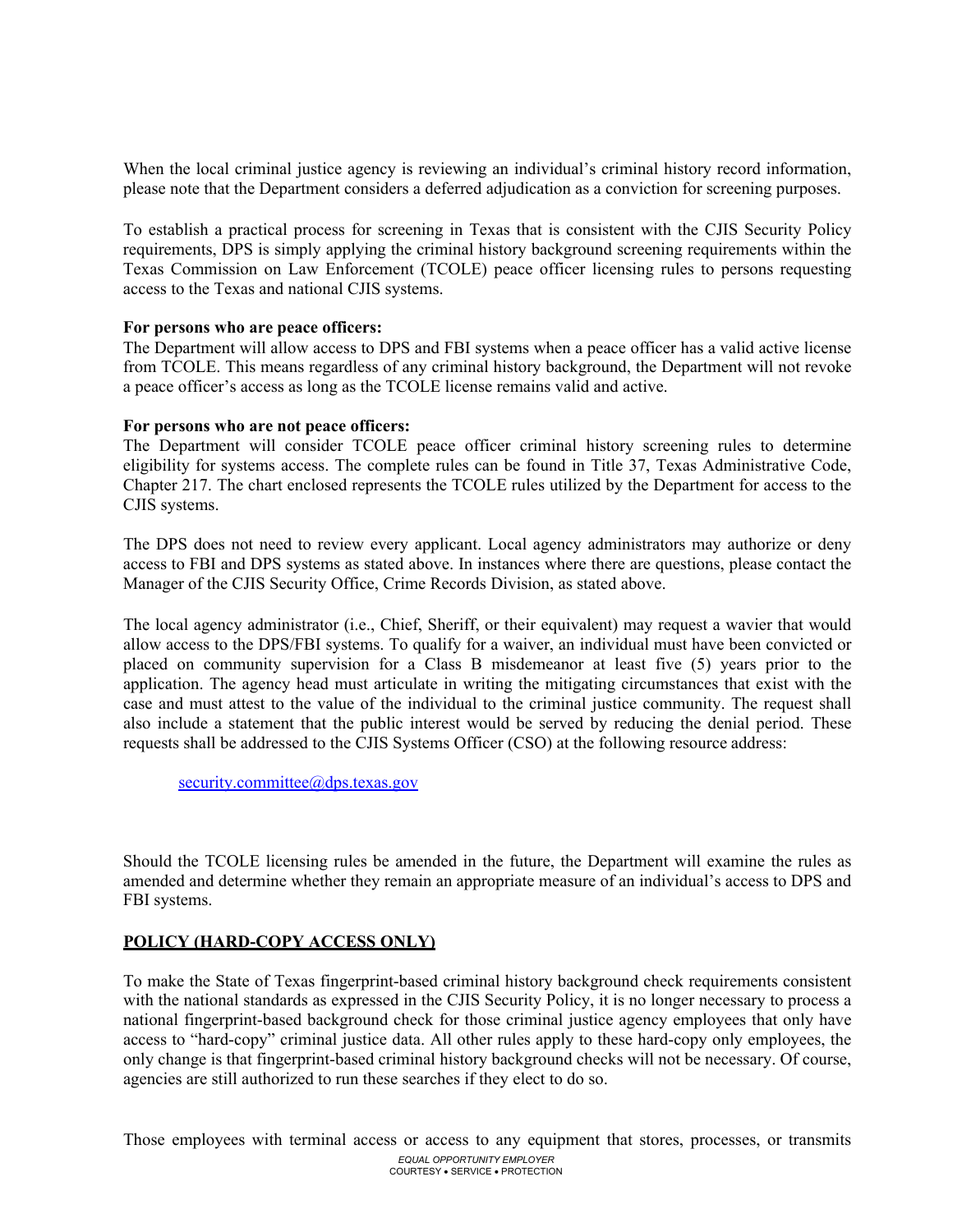When the local criminal justice agency is reviewing an individual's criminal history record information, please note that the Department considers a deferred adjudication as a conviction for screening purposes.

To establish a practical process for screening in Texas that is consistent with the CJIS Security Policy requirements, DPS is simply applying the criminal history background screening requirements within the Texas Commission on Law Enforcement (TCOLE) peace officer licensing rules to persons requesting access to the Texas and national CJIS systems.

**For persons who are peace officers:**
The Department will allow access to DPS and FBI systems when a peace officer has a valid active license from TCOLE. This means regardless of any criminal history background, the Department will not revoke a peace officer's access as long as the TCOLE license remains valid and active.

**For persons who are not peace officers:**
The Department will consider TCOLE peace officer criminal history screening rules to determine eligibility for systems access. The complete rules can be found in Title 37, Texas Administrative Code, Chapter 217. The chart enclosed represents the TCOLE rules utilized by the Department for access to the CJIS systems.

The DPS does not need to review every applicant. Local agency administrators may authorize or deny access to FBI and DPS systems as stated above. In instances where there are questions, please contact the Manager of the CJIS Security Office, Crime Records Division, as stated above.

The local agency administrator (i.e., Chief, Sheriff, or their equivalent) may request a wavier that would allow access to the DPS/FBI systems. To qualify for a waiver, an individual must have been convicted or placed on community supervision for a Class B misdemeanor at least five (5) years prior to the application. The agency head must articulate in writing the mitigating circumstances that exist with the case and must attest to the value of the individual to the criminal justice community. The request shall also include a statement that the public interest would be served by reducing the denial period. These requests shall be addressed to the CJIS Systems Officer (CSO) at the following resource address:

security.committee@dps.texas.gov

Should the TCOLE licensing rules be amended in the future, the Department will examine the rules as amended and determine whether they remain an appropriate measure of an individual's access to DPS and FBI systems.

## POLICY (HARD-COPY ACCESS ONLY)

To make the State of Texas fingerprint-based criminal history background check requirements consistent with the national standards as expressed in the CJIS Security Policy, it is no longer necessary to process a national fingerprint-based background check for those criminal justice agency employees that only have access to "hard-copy" criminal justice data. All other rules apply to these hard-copy only employees, the only change is that fingerprint-based criminal history background checks will not be necessary. Of course, agencies are still authorized to run these searches if they elect to do so.

Those employees with terminal access or access to any equipment that stores, processes, or transmits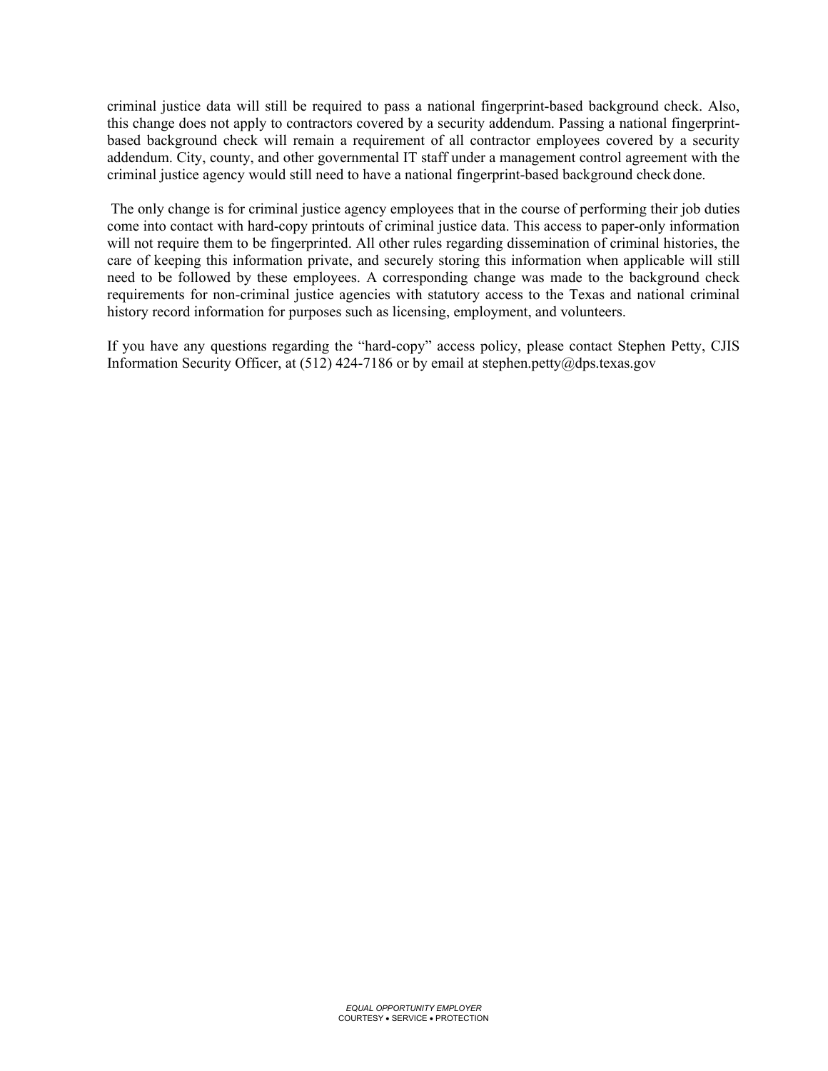criminal justice data will still be required to pass a national fingerprint-based background check. Also, this change does not apply to contractors covered by a security addendum. Passing a national fingerprint-based background check will remain a requirement of all contractor employees covered by a security addendum. City, county, and other governmental IT staff under a management control agreement with the criminal justice agency would still need to have a national fingerprint-based background check done.

The only change is for criminal justice agency employees that in the course of performing their job duties come into contact with hard-copy printouts of criminal justice data. This access to paper-only information will not require them to be fingerprinted. All other rules regarding dissemination of criminal histories, the care of keeping this information private, and securely storing this information when applicable will still need to be followed by these employees. A corresponding change was made to the background check requirements for non-criminal justice agencies with statutory access to the Texas and national criminal history record information for purposes such as licensing, employment, and volunteers.

If you have any questions regarding the "hard-copy" access policy, please contact Stephen Petty, CJIS Information Security Officer, at (512) 424-7186 or by email at stephen.petty@dps.texas.gov